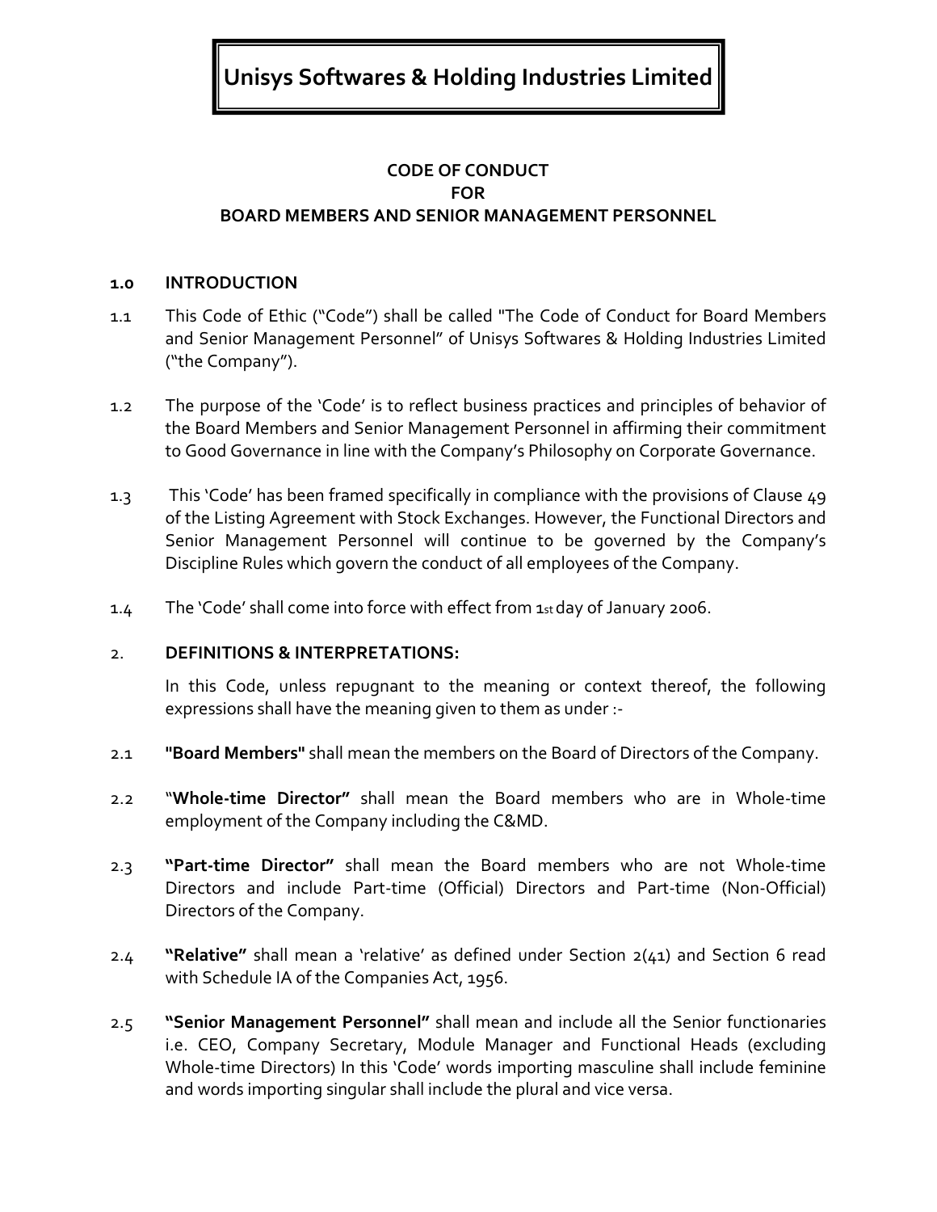# Unisys Softwares & Holding Industries Limited

## CODE OF CONDUCT
## FOR
## BOARD MEMBERS AND SENIOR MANAGEMENT PERSONNEL

**1.0 INTRODUCTION**

1.1 This Code of Ethic ("Code") shall be called "The Code of Conduct for Board Members and Senior Management Personnel" of Unisys Softwares & Holding Industries Limited ("the Company").

1.2 The purpose of the 'Code' is to reflect business practices and principles of behavior of the Board Members and Senior Management Personnel in affirming their commitment to Good Governance in line with the Company's Philosophy on Corporate Governance.

1.3 This 'Code' has been framed specifically in compliance with the provisions of Clause 49 of the Listing Agreement with Stock Exchanges. However, the Functional Directors and Senior Management Personnel will continue to be governed by the Company's Discipline Rules which govern the conduct of all employees of the Company.

1.4 The 'Code' shall come into force with effect from 1st day of January 2006.

2. **DEFINITIONS & INTERPRETATIONS:**

In this Code, unless repugnant to the meaning or context thereof, the following expressions shall have the meaning given to them as under :-

2.1 **"Board Members"** shall mean the members on the Board of Directors of the Company.

2.2 "**Whole-time Director"** shall mean the Board members who are in Whole-time employment of the Company including the C&MD.

2.3 **"Part-time Director"** shall mean the Board members who are not Whole-time Directors and include Part-time (Official) Directors and Part-time (Non-Official) Directors of the Company.

2.4 **"Relative"** shall mean a 'relative' as defined under Section 2(41) and Section 6 read with Schedule IA of the Companies Act, 1956.

2.5 **"Senior Management Personnel"** shall mean and include all the Senior functionaries i.e. CEO, Company Secretary, Module Manager and Functional Heads (excluding Whole-time Directors) In this 'Code' words importing masculine shall include feminine and words importing singular shall include the plural and vice versa.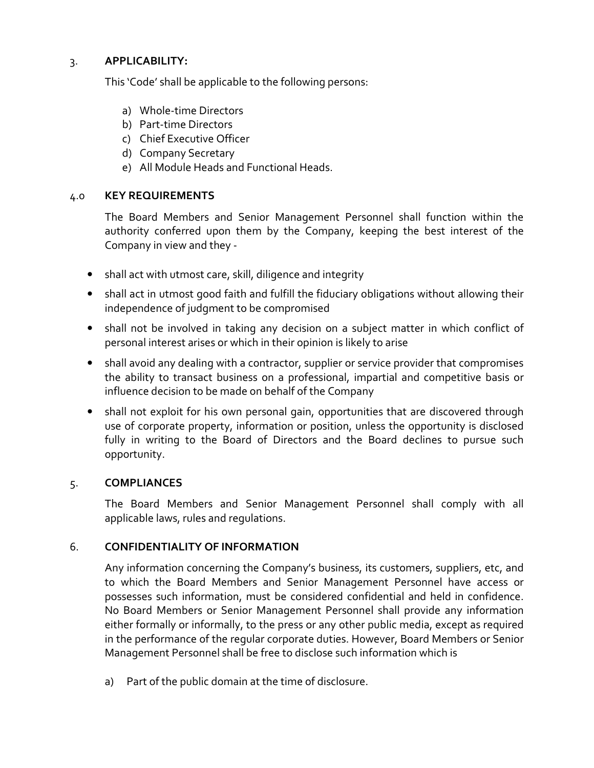## 3. APPLICABILITY:

This 'Code' shall be applicable to the following persons:

a) Whole-time Directors
b) Part-time Directors
c) Chief Executive Officer
d) Company Secretary
e) All Module Heads and Functional Heads.

## 4.0 KEY REQUIREMENTS

The Board Members and Senior Management Personnel shall function within the authority conferred upon them by the Company, keeping the best interest of the Company in view and they -

- shall act with utmost care, skill, diligence and integrity
- shall act in utmost good faith and fulfill the fiduciary obligations without allowing their independence of judgment to be compromised
- shall not be involved in taking any decision on a subject matter in which conflict of personal interest arises or which in their opinion is likely to arise
- shall avoid any dealing with a contractor, supplier or service provider that compromises the ability to transact business on a professional, impartial and competitive basis or influence decision to be made on behalf of the Company
- shall not exploit for his own personal gain, opportunities that are discovered through use of corporate property, information or position, unless the opportunity is disclosed fully in writing to the Board of Directors and the Board declines to pursue such opportunity.

## 5. COMPLIANCES

The Board Members and Senior Management Personnel shall comply with all applicable laws, rules and regulations.

## 6. CONFIDENTIALITY OF INFORMATION

Any information concerning the Company's business, its customers, suppliers, etc, and to which the Board Members and Senior Management Personnel have access or possesses such information, must be considered confidential and held in confidence. No Board Members or Senior Management Personnel shall provide any information either formally or informally, to the press or any other public media, except as required in the performance of the regular corporate duties. However, Board Members or Senior Management Personnel shall be free to disclose such information which is

a) Part of the public domain at the time of disclosure.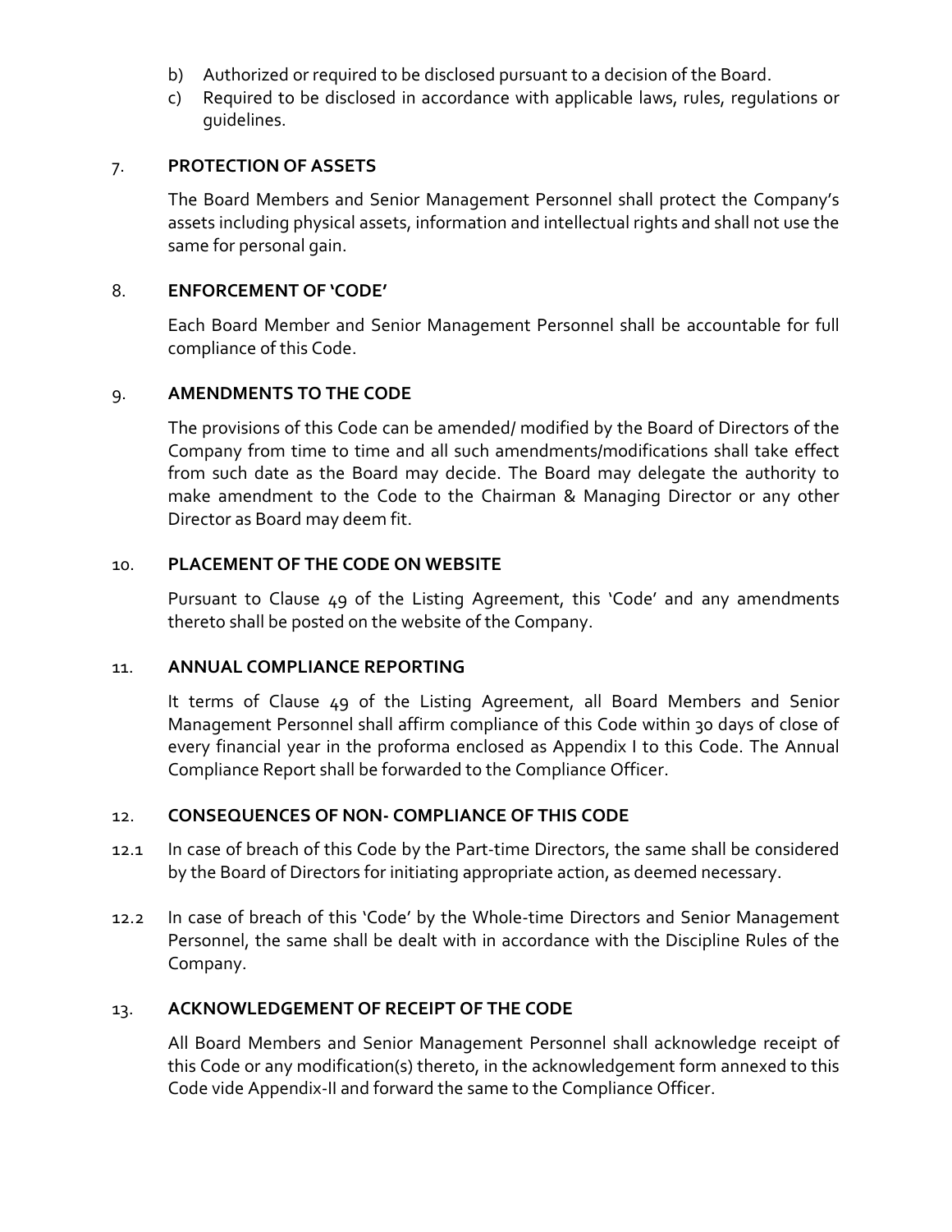b) Authorized or required to be disclosed pursuant to a decision of the Board.

c) Required to be disclosed in accordance with applicable laws, rules, regulations or guidelines.

## 7. PROTECTION OF ASSETS

The Board Members and Senior Management Personnel shall protect the Company's assets including physical assets, information and intellectual rights and shall not use the same for personal gain.

## 8. ENFORCEMENT OF 'CODE'

Each Board Member and Senior Management Personnel shall be accountable for full compliance of this Code.

## 9. AMENDMENTS TO THE CODE

The provisions of this Code can be amended/ modified by the Board of Directors of the Company from time to time and all such amendments/modifications shall take effect from such date as the Board may decide. The Board may delegate the authority to make amendment to the Code to the Chairman & Managing Director or any other Director as Board may deem fit.

## 10. PLACEMENT OF THE CODE ON WEBSITE

Pursuant to Clause 49 of the Listing Agreement, this 'Code' and any amendments thereto shall be posted on the website of the Company.

## 11. ANNUAL COMPLIANCE REPORTING

It terms of Clause 49 of the Listing Agreement, all Board Members and Senior Management Personnel shall affirm compliance of this Code within 30 days of close of every financial year in the proforma enclosed as Appendix I to this Code. The Annual Compliance Report shall be forwarded to the Compliance Officer.

## 12. CONSEQUENCES OF NON- COMPLIANCE OF THIS CODE

12.1 In case of breach of this Code by the Part-time Directors, the same shall be considered by the Board of Directors for initiating appropriate action, as deemed necessary.

12.2 In case of breach of this 'Code' by the Whole-time Directors and Senior Management Personnel, the same shall be dealt with in accordance with the Discipline Rules of the Company.

## 13. ACKNOWLEDGEMENT OF RECEIPT OF THE CODE

All Board Members and Senior Management Personnel shall acknowledge receipt of this Code or any modification(s) thereto, in the acknowledgement form annexed to this Code vide Appendix-II and forward the same to the Compliance Officer.